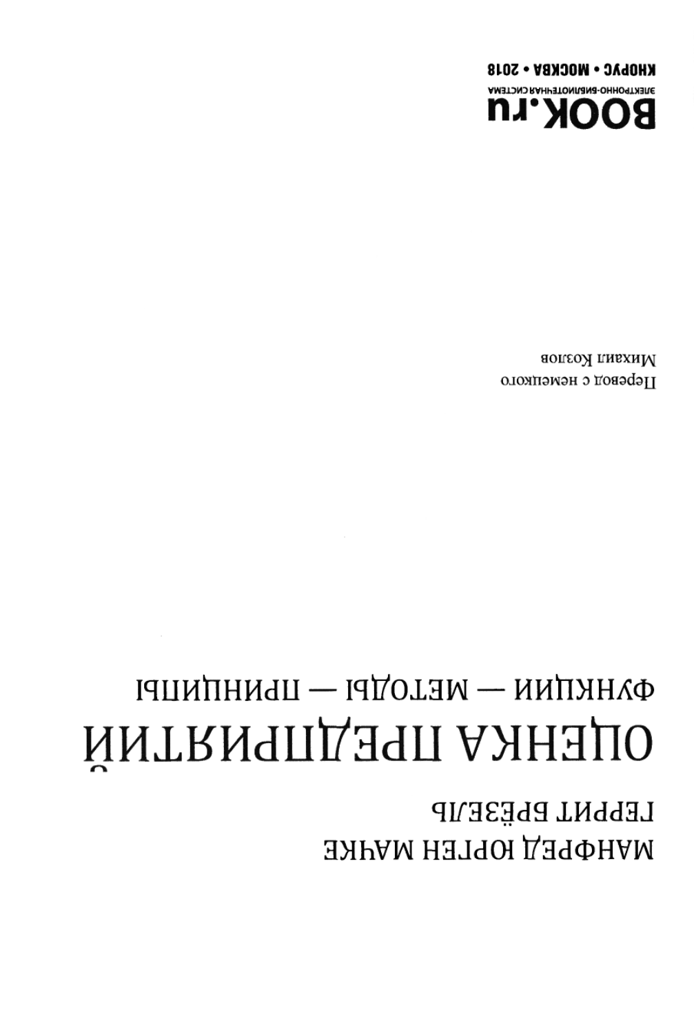МАНФРЕД ЮРГЕН МАТЧКЕ

ГЕРРИТ БРЁЗЕЛЬ

# ОЦЕНКА ПРЕДПРИЯТИЙ

## ФУНКЦИИ — МЕТОДЫ — ПРИНЦИПЫ

Перевод с немецкого
Михаил Козлов

**BOOK.ru**
ЭЛЕКТРОННО-БИБЛИОТЕЧНАЯ СИСТЕМА

**КНОРУС • МОСКВА • 2018**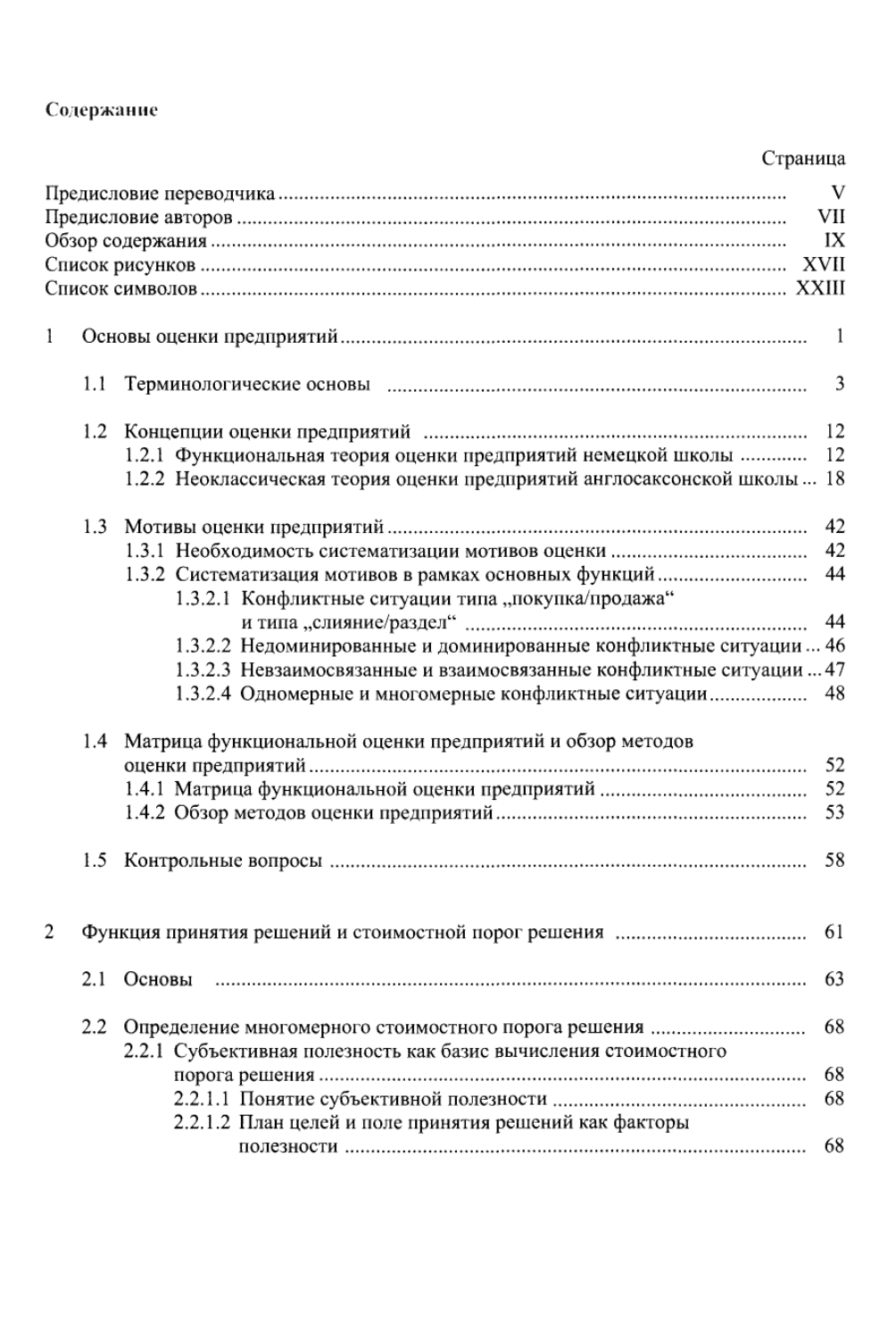**Содержание**

| | Страница |
|---|---|
| Предисловие переводчика | V |
| Предисловие авторов | VII |
| Обзор содержания | IX |
| Список рисунков | XVII |
| Список символов | XXIII |
| 1 Основы оценки предприятий | 1 |
| 1.1 Терминологические основы | 3 |
| 1.2 Концепции оценки предприятий | 12 |
| 1.2.1 Функциональная теория оценки предприятий немецкой школы | 12 |
| 1.2.2 Неоклассическая теория оценки предприятий англосаксонской школы | 18 |
| 1.3 Мотивы оценки предприятий | 42 |
| 1.3.1 Необходимость систематизации мотивов оценки | 42 |
| 1.3.2 Систематизация мотивов в рамках основных функций | 44 |
| 1.3.2.1 Конфликтные ситуации типа „покупка/продажа“ и типа „слияние/раздел“ | 44 |
| 1.3.2.2 Недоминированные и доминированные конфликтные ситуации | 46 |
| 1.3.2.3 Невзаимосвязанные и взаимосвязанные конфликтные ситуации | 47 |
| 1.3.2.4 Одномерные и многомерные конфликтные ситуации | 48 |
| 1.4 Матрица функциональной оценки предприятий и обзор методов оценки предприятий | 52 |
| 1.4.1 Матрица функциональной оценки предприятий | 52 |
| 1.4.2 Обзор методов оценки предприятий | 53 |
| 1.5 Контрольные вопросы | 58 |
| 2 Функция принятия решений и стоимостной порог решения | 61 |
| 2.1 Основы | 63 |
| 2.2 Определение многомерного стоимостного порога решения | 68 |
| 2.2.1 Субъективная полезность как базис вычисления стоимостного порога решения | 68 |
| 2.2.1.1 Понятие субъективной полезности | 68 |
| 2.2.1.2 План целей и поле принятия решений как факторы полезности | 68 |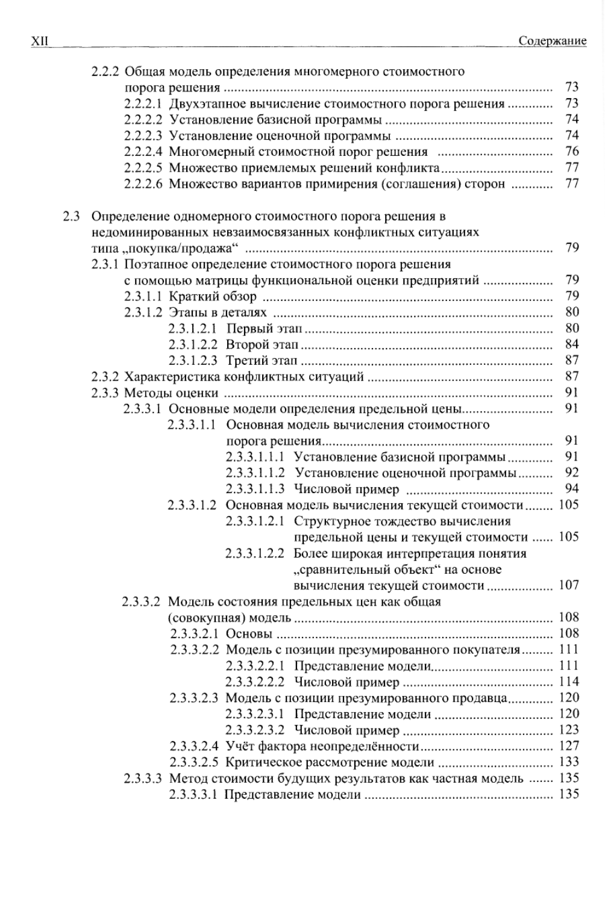2.2.2 Общая модель определения многомерного стоимостного порога решения ........................................................................ 73
  2.2.2.1 Двухэтапное вычисление стоимостного порога решения ............ 73
  2.2.2.2 Установление базисной программы ............................................... 74
  2.2.2.3 Установление оценочной программы ............................................. 74
  2.2.2.4 Многомерный стоимостной порог решения .................................. 76
  2.2.2.5 Множество приемлемых решений конфликта................................ 77
  2.2.2.6 Множество вариантов примирения (соглашения) сторон ........... 77

2.3 Определение одномерного стоимостного порога решения в недоминированных невзаимосвязанных конфликтных ситуациях типа „покупка/продажа“ ........................................................................ 79
  2.3.1 Поэтапное определение стоимостного порога решения с помощью матрицы функциональной оценки предприятий .................. 79
    2.3.1.1 Краткий обзор .................................................................................. 79
    2.3.1.2 Этапы в деталях ............................................................................... 80
      2.3.1.2.1 Первый этап ............................................................................... 80
      2.3.1.2.2 Второй этап ................................................................................ 84
      2.3.1.2.3 Третий этап ................................................................................ 87
  2.3.2 Характеристика конфликтных ситуаций ............................................ 87
  2.3.3 Методы оценки ........................................................................................ 91
    2.3.3.1 Основные модели определения предельной цены.......................... 91
      2.3.3.1.1 Основная модель вычисления стоимостного порога решения.................................................................................... 91
        2.3.3.1.1.1 Установление базисной программы ............................. 91
        2.3.3.1.1.2 Установление оценочной программы .......................... 92
        2.3.3.1.1.3 Числовой пример ............................................................ 94
      2.3.3.1.2 Основная модель вычисления текущей стоимости ........ 105
        2.3.3.1.2.1 Структурное тождество вычисления предельной цены и текущей стоимости ...... 105
        2.3.3.1.2.2 Более широкая интерпретация понятия „сравнительный объект“ на основе вычисления текущей стоимости .................. 107
    2.3.3.2 Модель состояния предельных цен как общая (совокупная) модель ................................................................... 108
      2.3.3.2.1 Основы ............................................................................. 108
      2.3.3.2.2 Модель с позиции презумированного покупателя......... 111
        2.3.3.2.2.1 Представление модели.................................. 111
        2.3.3.2.2.2 Числовой пример ........................................... 114
      2.3.3.2.3 Модель с позиции презумированного продавца............. 120
        2.3.3.2.3.1 Представление модели .................................. 120
        2.3.3.2.3.2 Числовой пример ........................................... 123
      2.3.3.2.4 Учёт фактора неопределённости...................................... 127
      2.3.3.2.5 Критическое рассмотрение модели ................................ 133
    2.3.3.3 Метод стоимости будущих результатов как частная модель ....... 135
      2.3.3.3.1 Представление модели ..................................................... 135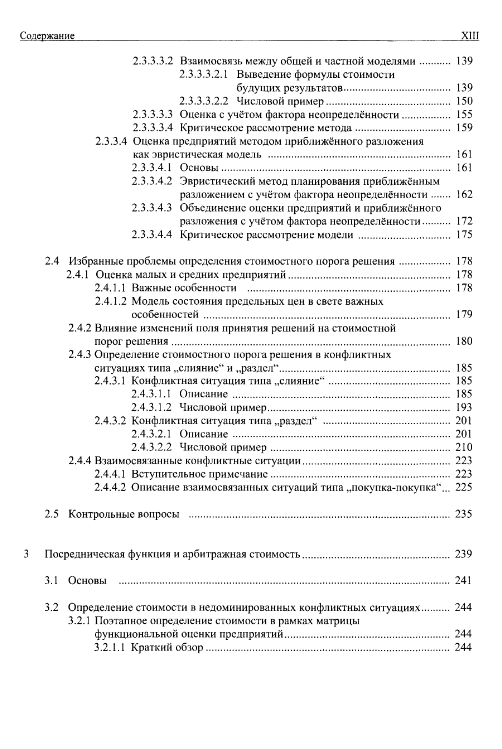2.3.3.3.2 Взаимосвязь между общей и частной моделями .......... 139

2.3.3.3.2.1 Выведение формулы стоимости будущих результатов .......... 139

2.3.3.3.2.2 Числовой пример .......... 150

2.3.3.3.3 Оценка с учётом фактора неопределённости .......... 155

2.3.3.3.4 Критическое рассмотрение метода .......... 159

2.3.3.4 Оценка предприятий методом приближённого разложения как эвристическая модель .......... 161

2.3.3.4.1 Основы .......... 161

2.3.3.4.2 Эвристический метод планирования приближённым разложением с учётом фактора неопределённости .......... 162

2.3.3.4.3 Объединение оценки предприятий и приближённого разложения с учётом фактора неопределённости .......... 172

2.3.3.4.4 Критическое рассмотрение модели .......... 175

2.4 Избранные проблемы определения стоимостного порога решения .......... 178

2.4.1 Оценка малых и средних предприятий .......... 178

2.4.1.1 Важные особенности .......... 178

2.4.1.2 Модель состояния предельных цен в свете важных особенностей .......... 179

2.4.2 Влияние изменений поля принятия решений на стоимостной порог решения .......... 180

2.4.3 Определение стоимостного порога решения в конфликтных ситуациях типа „слияние" и „раздел" .......... 185

2.4.3.1 Конфликтная ситуация типа „слияние" .......... 185

2.4.3.1.1 Описание .......... 185

2.4.3.1.2 Числовой пример .......... 193

2.4.3.2 Конфликтная ситуация типа „раздел" .......... 201

2.4.3.2.1 Описание .......... 201

2.4.3.2.2 Числовой пример .......... 210

2.4.4 Взаимосвязанные конфликтные ситуации .......... 223

2.4.4.1 Вступительное примечание .......... 223

2.4.4.2 Описание взаимосвязанных ситуаций типа „покупка-покупка" .......... 225

2.5 Контрольные вопросы .......... 235

3 Посредническая функция и арбитражная стоимость .......... 239

3.1 Основы .......... 241

3.2 Определение стоимости в недоминированных конфликтных ситуациях .......... 244

3.2.1 Поэтапное определение стоимости в рамках матрицы функциональной оценки предприятий .......... 244

3.2.1.1 Краткий обзор .......... 244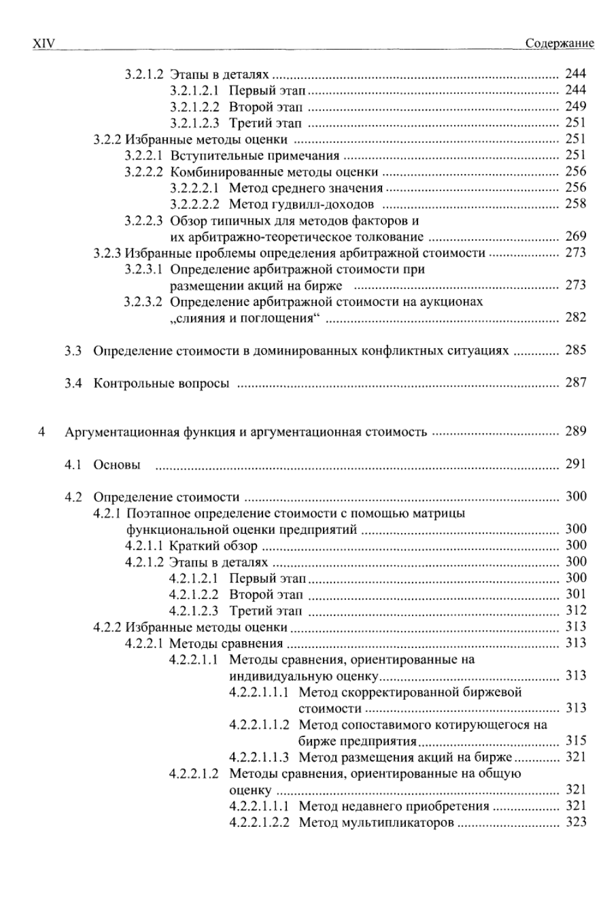3.2.1.2 Этапы в деталях ................................................................................ 244
3.2.1.2.1 Первый этап ................................................................ 244
3.2.1.2.2 Второй этап ................................................................ 249
3.2.1.2.3 Третий этап ................................................................ 251
3.2.2 Избранные методы оценки ........................................................................ 251
3.2.2.1 Вступительные примечания ................................................................ 251
3.2.2.2 Комбинированные методы оценки ........................................................ 256
3.2.2.2.1 Метод среднего значения ................................................... 256
3.2.2.2.2 Метод гудвилл-доходов ..................................................... 258
3.2.2.3 Обзор типичных для методов факторов и их арбитражно-теоретическое толкование ................................................ 269
3.2.3 Избранные проблемы определения арбитражной стоимости ........................ 273
3.2.3.1 Определение арбитражной стоимости при размещении акций на бирже ................................................................ 273
3.2.3.2 Определение арбитражной стоимости на аукционах „слияния и поглощения“ ................................................................ 282

3.3 Определение стоимости в доминированных конфликтных ситуациях ............ 285

3.4 Контрольные вопросы ........................................................................................ 287

4 Аргументационная функция и аргументационная стоимость .............................. 289

4.1 Основы ........................................................................................................ 291

4.2 Определение стоимости ................................................................................ 300
4.2.1 Поэтапное определение стоимости с помощью матрицы функциональной оценки предприятий ................................................ 300
4.2.1.1 Краткий обзор ................................................................................ 300
4.2.1.2 Этапы в деталях ................................................................................ 300
4.2.1.2.1 Первый этап ................................................................ 300
4.2.1.2.2 Второй этап ................................................................ 301
4.2.1.2.3 Третий этап ................................................................ 312
4.2.2 Избранные методы оценки ........................................................................ 313
4.2.2.1 Методы сравнения ............................................................................ 313
4.2.2.1.1 Методы сравнения, ориентированные на индивидуальную оценку ................................................................ 313
4.2.2.1.1.1 Метод скорректированной биржевой стоимости ................................................................ 313
4.2.2.1.1.2 Метод сопоставимого котирующегося на бирже предприятия ................................................ 315
4.2.2.1.1.3 Метод размещения акций на бирже ............ 321
4.2.2.1.2 Методы сравнения, ориентированные на общую оценку ................................................................................ 321
4.2.2.1.1.1 Метод недавнего приобретения ................. 321
4.2.2.1.2.2 Метод мультипликаторов ............................ 323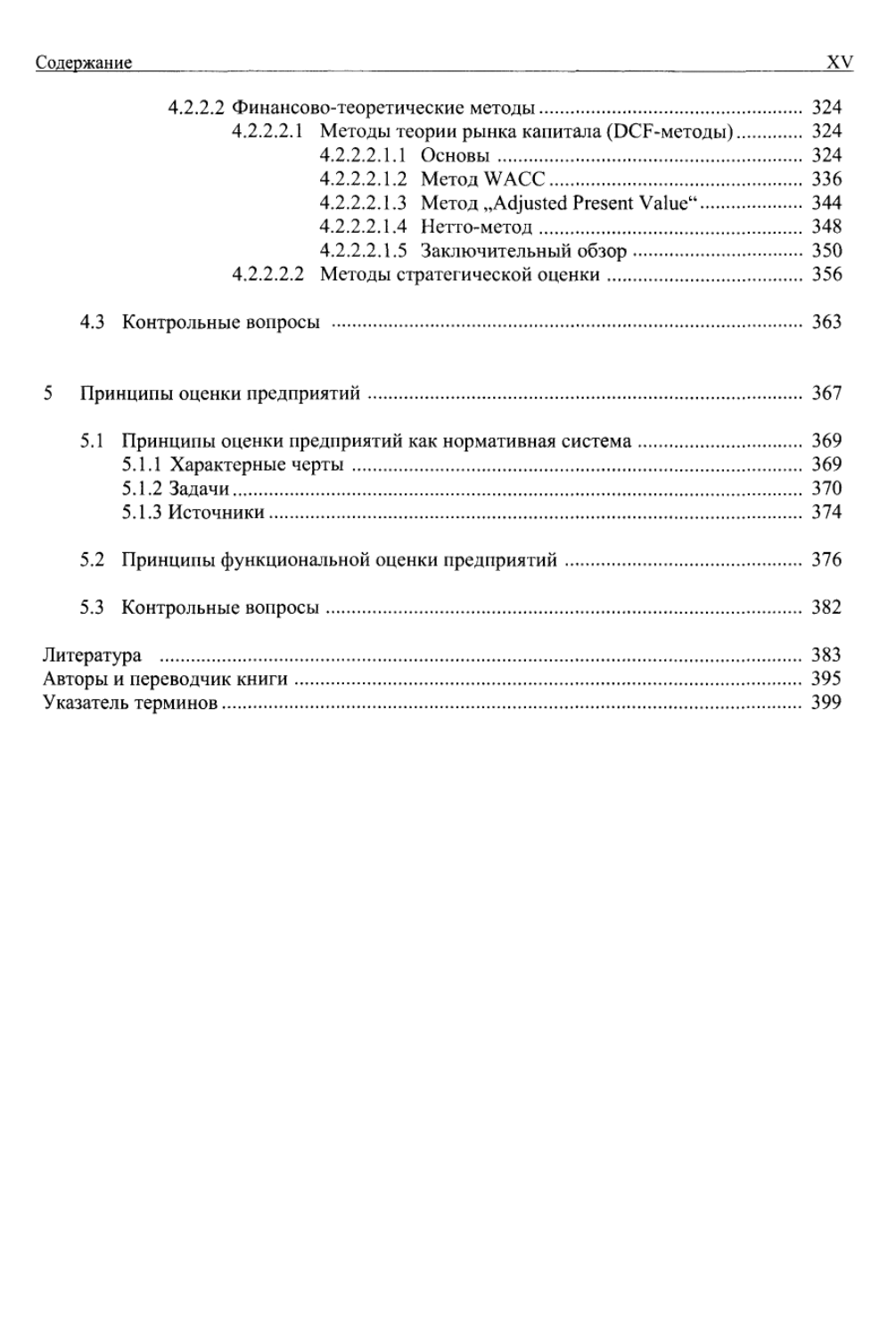4.2.2.2 Финансово-теоретические методы ........................................ 324

4.2.2.2.1 Методы теории рынка капитала (DCF-методы) ............ 324

4.2.2.2.1.1 Основы ........................................ 324

4.2.2.2.1.2 Метод WACC ........................................ 336

4.2.2.2.1.3 Метод „Adjusted Present Value“ .................... 344

4.2.2.2.1.4 Нетто-метод ........................................ 348

4.2.2.2.1.5 Заключительный обзор ................................ 350

4.2.2.2.2 Методы стратегической оценки ........................................ 356

4.3 Контрольные вопросы ........................................ 363

5 Принципы оценки предприятий ........................................ 367

5.1 Принципы оценки предприятий как нормативная система ........................ 369

5.1.1 Характерные черты ........................................ 369

5.1.2 Задачи ........................................ 370

5.1.3 Источники ........................................ 374

5.2 Принципы функциональной оценки предприятий ........................................ 376

5.3 Контрольные вопросы ........................................ 382

Литература ........................................ 383

Авторы и переводчик книги ........................................ 395

Указатель терминов ........................................ 399